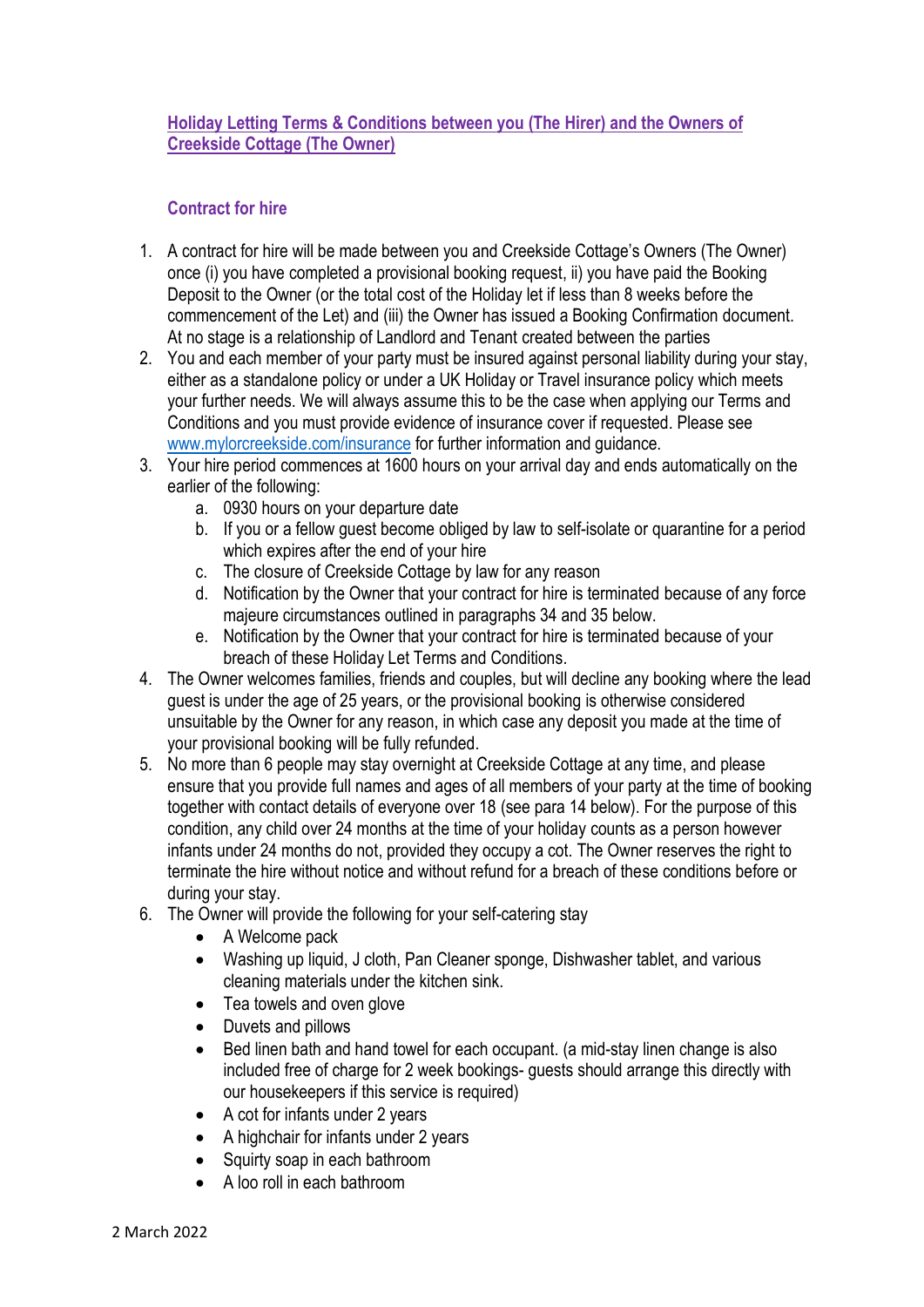## Holiday Letting Terms & Conditions between you (The Hirer) and the Owners of Creekside Cottage (The Owner)

### Contract for hire

1. A contract for hire will be made between you and Creekside Cottage's Owners (The Owner) once (i) you have completed a provisional booking request, ii) you have paid the Booking Deposit to the Owner (or the total cost of the Holiday let if less than 8 weeks before the commencement of the Let) and (iii) the Owner has issued a Booking Confirmation document. At no stage is a relationship of Landlord and Tenant created between the parties
2. You and each member of your party must be insured against personal liability during your stay, either as a standalone policy or under a UK Holiday or Travel insurance policy which meets your further needs. We will always assume this to be the case when applying our Terms and Conditions and you must provide evidence of insurance cover if requested. Please see [www.mylorcreekside.com/insurance](www.mylorcreekside.com/insurance) for further information and guidance.
3. Your hire period commences at 1600 hours on your arrival day and ends automatically on the earlier of the following:
   a. 0930 hours on your departure date
   b. If you or a fellow guest become obliged by law to self-isolate or quarantine for a period which expires after the end of your hire
   c. The closure of Creekside Cottage by law for any reason
   d. Notification by the Owner that your contract for hire is terminated because of any force majeure circumstances outlined in paragraphs 34 and 35 below.
   e. Notification by the Owner that your contract for hire is terminated because of your breach of these Holiday Let Terms and Conditions.
4. The Owner welcomes families, friends and couples, but will decline any booking where the lead guest is under the age of 25 years, or the provisional booking is otherwise considered unsuitable by the Owner for any reason, in which case any deposit you made at the time of your provisional booking will be fully refunded.
5. No more than 6 people may stay overnight at Creekside Cottage at any time, and please ensure that you provide full names and ages of all members of your party at the time of booking together with contact details of everyone over 18 (see para 14 below). For the purpose of this condition, any child over 24 months at the time of your holiday counts as a person however infants under 24 months do not, provided they occupy a cot. The Owner reserves the right to terminate the hire without notice and without refund for a breach of these conditions before or during your stay.
6. The Owner will provide the following for your self-catering stay
   - A Welcome pack
   - Washing up liquid, J cloth, Pan Cleaner sponge, Dishwasher tablet, and various cleaning materials under the kitchen sink.
   - Tea towels and oven glove
   - Duvets and pillows
   - Bed linen bath and hand towel for each occupant. (a mid-stay linen change is also included free of charge for 2 week bookings- guests should arrange this directly with our housekeepers if this service is required)
   - A cot for infants under 2 years
   - A highchair for infants under 2 years
   - Squirty soap in each bathroom
   - A loo roll in each bathroom

2 March 2022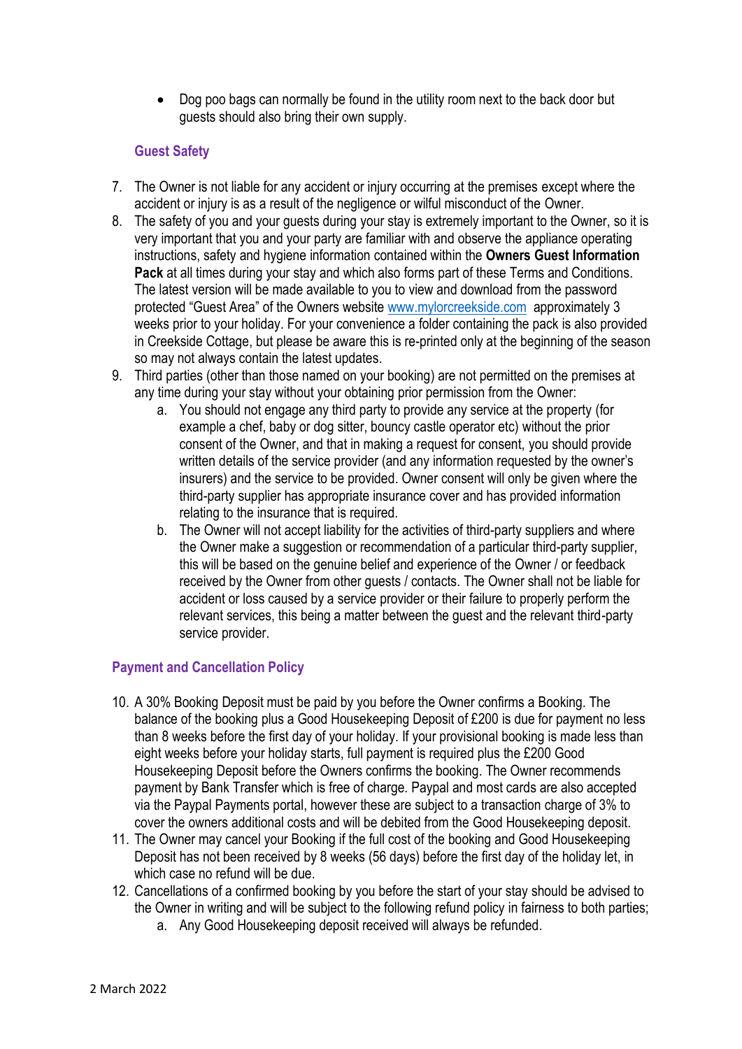- Dog poo bags can normally be found in the utility room next to the back door but guests should also bring their own supply.

### Guest Safety

7. The Owner is not liable for any accident or injury occurring at the premises except where the accident or injury is as a result of the negligence or wilful misconduct of the Owner.
8. The safety of you and your guests during your stay is extremely important to the Owner, so it is very important that you and your party are familiar with and observe the appliance operating instructions, safety and hygiene information contained within the **Owners Guest Information Pack** at all times during your stay and which also forms part of these Terms and Conditions. The latest version will be made available to you to view and download from the password protected "Guest Area" of the Owners website [www.mylorcreekside.com](http://www.mylorcreekside.com) approximately 3 weeks prior to your holiday. For your convenience a folder containing the pack is also provided in Creekside Cottage, but please be aware this is re-printed only at the beginning of the season so may not always contain the latest updates.
9. Third parties (other than those named on your booking) are not permitted on the premises at any time during your stay without your obtaining prior permission from the Owner:
   a. You should not engage any third party to provide any service at the property (for example a chef, baby or dog sitter, boucy castle operator etc) without the prior consent of the Owner, and that in making a request for consent, you should provide written details of the service provider (and any information requested by the owner's insurers) and the service to be provided. Owner consent will only be given where the third-party supplier has appropriate insurance cover and has provided information relating to the insurance that is required.
   b. The Owner will not accept liability for the activities of third-party suppliers and where the Owner make a suggestion or recommendation of a particular third-party supplier, this will be based on the genuine belief and experience of the Owner / or feedback received by the Owner from other guests / contacts. The Owner shall not be liable for accident or loss caused by a service provider or their failure to properly perform the relevant services, this being a matter between the guest and the relevant third-party service provider.

### Payment and Cancellation Policy

10. A 30% Booking Deposit must be paid by you before the Owner confirms a Booking. The balance of the booking plus a Good Housekeeping Deposit of £200 is due for payment no less than 8 weeks before the first day of your holiday. If your provisional booking is made less than eight weeks before your holiday starts, full payment is required plus the £200 Good Housekeeping Deposit before the Owners confirms the booking. The Owner recommends payment by Bank Transfer which is free of charge. Paypal and most cards are also accepted via the Paypal Payments portal, however these are subject to a transaction charge of 3% to cover the owners additional costs and will be debited from the Good Housekeeping deposit.
11. The Owner may cancel your Booking if the full cost of the booking and Good Housekeeping Deposit has not been received by 8 weeks (56 days) before the first day of the holiday let, in which case no refund will be due.
12. Cancellations of a confirmed booking by you before the start of your stay should be advised to the Owner in writing and will be subject to the following refund policy in fairness to both parties;
    a. Any Good Housekeeping deposit received will always be refunded.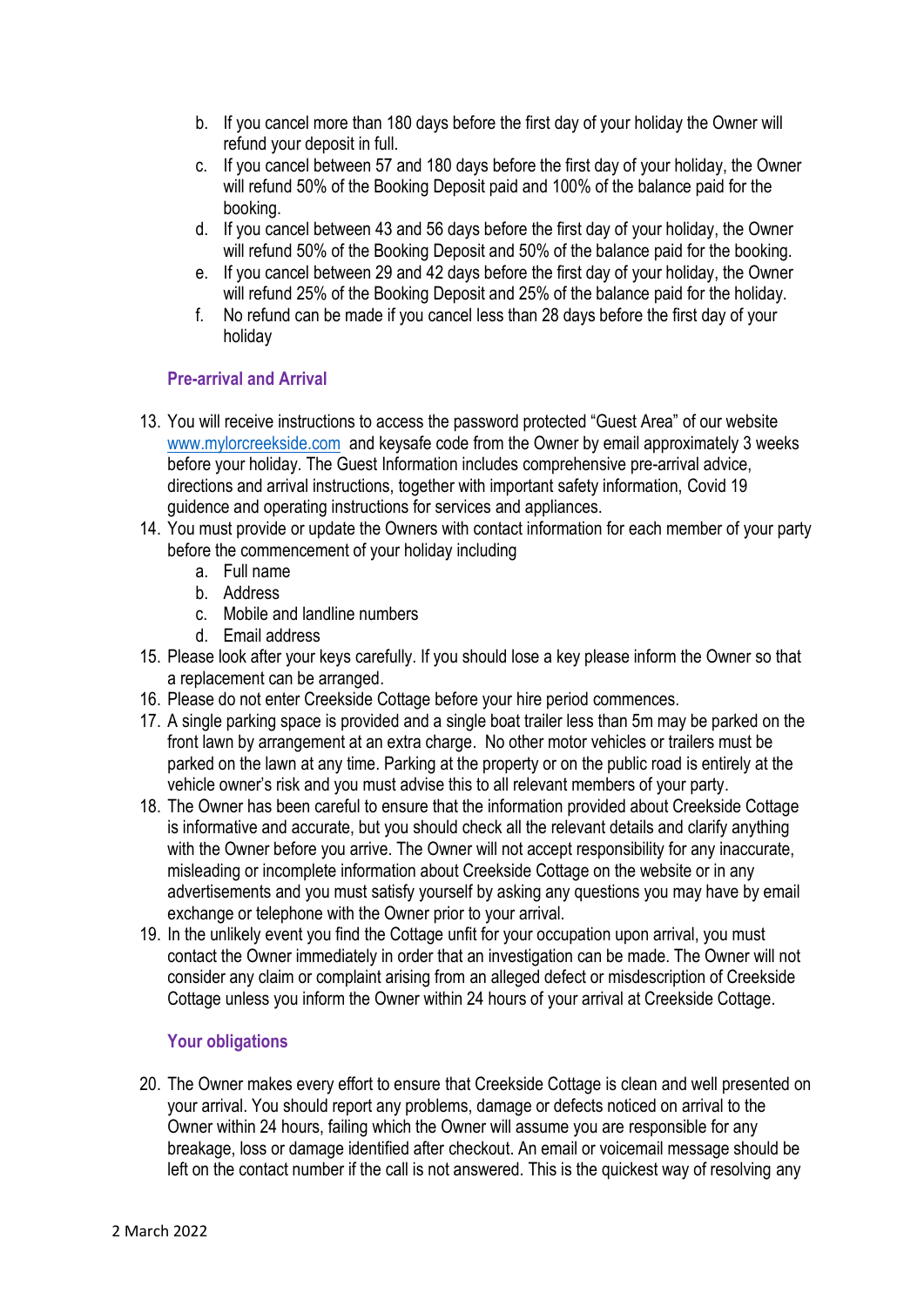b. If you cancel more than 180 days before the first day of your holiday the Owner will refund your deposit in full.
c. If you cancel between 57 and 180 days before the first day of your holiday, the Owner will refund 50% of the Booking Deposit paid and 100% of the balance paid for the booking.
d. If you cancel between 43 and 56 days before the first day of your holiday, the Owner will refund 50% of the Booking Deposit and 50% of the balance paid for the booking.
e. If you cancel between 29 and 42 days before the first day of your holiday, the Owner will refund 25% of the Booking Deposit and 25% of the balance paid for the holiday.
f. No refund can be made if you cancel less than 28 days before the first day of your holiday

### Pre-arrival and Arrival

13. You will receive instructions to access the password protected "Guest Area" of our website [www.mylorcreekside.com](http://www.mylorcreekside.com) and keysafe code from the Owner by email approximately 3 weeks before your holiday. The Guest Information includes comprehensive pre-arrival advice, directions and arrival instructions, together with important safety information, Covid 19 guidence and operating instructions for services and appliances.
14. You must provide or update the Owners with contact information for each member of your party before the commencement of your holiday including
    a. Full name
    b. Address
    c. Mobile and landline numbers
    d. Email address
15. Please look after your keys carefully. If you should lose a key please inform the Owner so that a replacement can be arranged.
16. Please do not enter Creekside Cottage before your hire period commences.
17. A single parking space is provided and a single boat trailer less than 5m may be parked on the front lawn by arrangement at an extra charge. No other motor vehicles or trailers must be parked on the lawn at any time. Parking at the property or on the public road is entirely at the vehicle owner's risk and you must advise this to all relevant members of your party.
18. The Owner has been careful to ensure that the information provided about Creekside Cottage is informative and accurate, but you should check all the relevant details and clarify anything with the Owner before you arrive. The Owner will not accept responsibility for any inaccurate, misleading or incomplete information about Creekside Cottage on the website or in any advertisements and you must satisfy yourself by asking any questions you may have by email exchange or telephone with the Owner prior to your arrival.
19. In the unlikely event you find the Cottage unfit for your occupation upon arrival, you must contact the Owner immediately in order that an investigation can be made. The Owner will not consider any claim or complaint arising from an alleged defect or misdescription of Creekside Cottage unless you inform the Owner within 24 hours of your arrival at Creekside Cottage.

### Your obligations

20. The Owner makes every effort to ensure that Creekside Cottage is clean and well presented on your arrival. You should report any problems, damage or defects noticed on arrival to the Owner within 24 hours, failing which the Owner will assume you are responsible for any breakage, loss or damage identified after checkout. An email or voicemail message should be left on the contact number if the call is not answered. This is the quickest way of resolving any

2 March 2022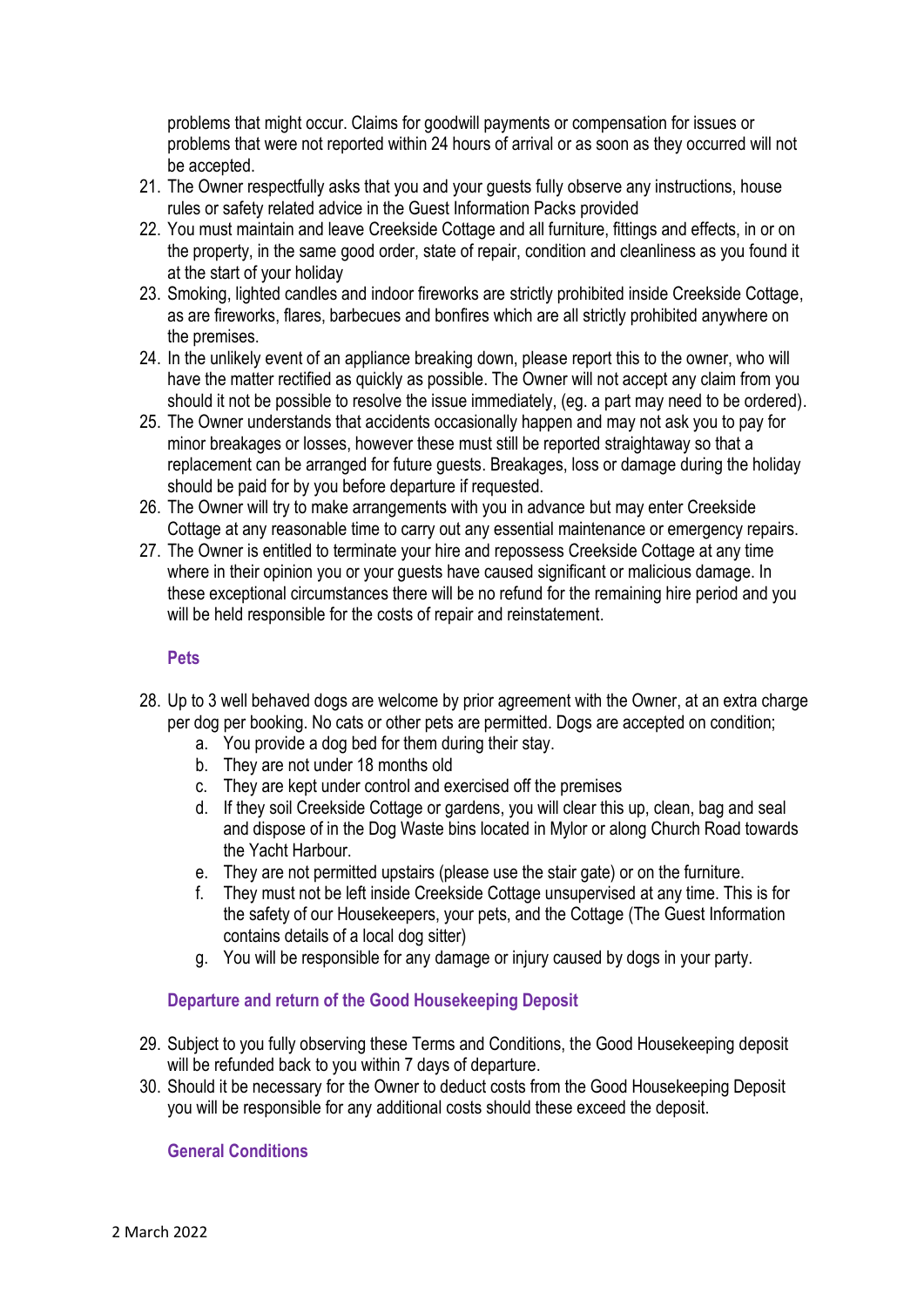problems that might occur. Claims for goodwill payments or compensation for issues or problems that were not reported within 24 hours of arrival or as soon as they occurred will not be accepted.

21. The Owner respectfully asks that you and your guests fully observe any instructions, house rules or safety related advice in the Guest Information Packs provided
22. You must maintain and leave Creekside Cottage and all furniture, fittings and effects, in or on the property, in the same good order, state of repair, condition and cleanliness as you found it at the start of your holiday
23. Smoking, lighted candles and indoor fireworks are strictly prohibited inside Creekside Cottage, as are fireworks, flares, barbecues and bonfires which are all strictly prohibited anywhere on the premises.
24. In the unlikely event of an appliance breaking down, please report this to the owner, who will have the matter rectified as quickly as possible. The Owner will not accept any claim from you should it not be possible to resolve the issue immediately, (eg. a part may need to be ordered).
25. The Owner understands that accidents occasionally happen and may not ask you to pay for minor breakages or losses, however these must still be reported straightaway so that a replacement can be arranged for future guests. Breakages, loss or damage during the holiday should be paid for by you before departure if requested.
26. The Owner will try to make arrangements with you in advance but may enter Creekside Cottage at any reasonable time to carry out any essential maintenance or emergency repairs.
27. The Owner is entitled to terminate your hire and repossess Creekside Cottage at any time where in their opinion you or your guests have caused significant or malicious damage. In these exceptional circumstances there will be no refund for the remaining hire period and you will be held responsible for the costs of repair and reinstatement.

### Pets

28. Up to 3 well behaved dogs are welcome by prior agreement with the Owner, at an extra charge per dog per booking. No cats or other pets are permitted. Dogs are accepted on condition;
    a. You provide a dog bed for them during their stay.
    b. They are not under 18 months old
    c. They are kept under control and exercised off the premises
    d. If they soil Creekside Cottage or gardens, you will clear this up, clean, bag and seal and dispose of in the Dog Waste bins located in Mylor or along Church Road towards the Yacht Harbour.
    e. They are not permitted upstairs (please use the stair gate) or on the furniture.
    f. They must not be left inside Creekside Cottage unsupervised at any time. This is for the safety of our Housekeepers, your pets, and the Cottage (The Guest Information contains details of a local dog sitter)
    g. You will be responsible for any damage or injury caused by dogs in your party.

### Departure and return of the Good Housekeeping Deposit

29. Subject to you fully observing these Terms and Conditions, the Good Housekeeping deposit will be refunded back to you within 7 days of departure.
30. Should it be necessary for the Owner to deduct costs from the Good Housekeeping Deposit you will be responsible for any additional costs should these exceed the deposit.

### General Conditions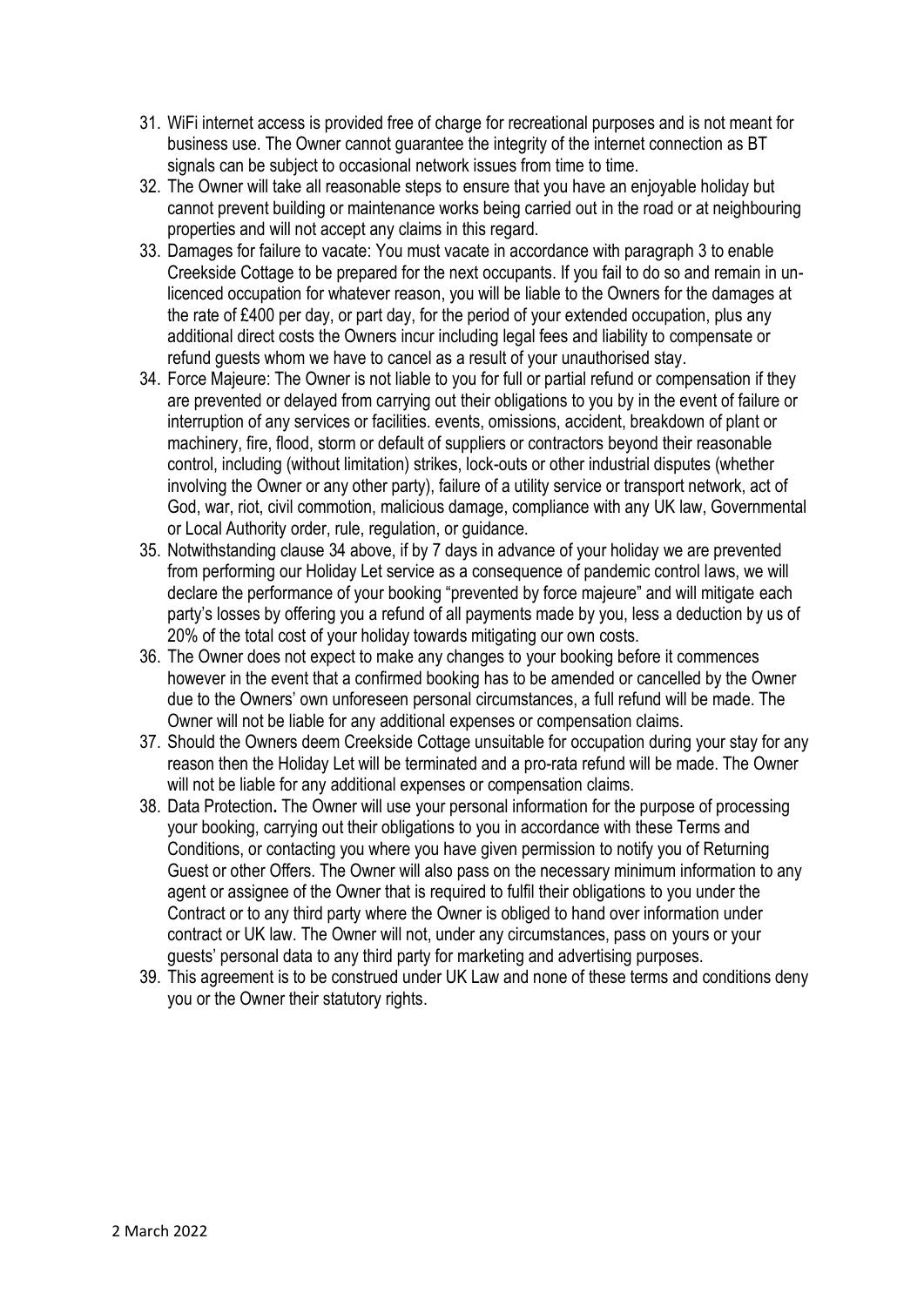31. WiFi internet access is provided free of charge for recreational purposes and is not meant for business use. The Owner cannot guarantee the integrity of the internet connection as BT signals can be subject to occasional network issues from time to time.
32. The Owner will take all reasonable steps to ensure that you have an enjoyable holiday but cannot prevent building or maintenance works being carried out in the road or at neighbouring properties and will not accept any claims in this regard.
33. Damages for failure to vacate: You must vacate in accordance with paragraph 3 to enable Creekside Cottage to be prepared for the next occupants. If you fail to do so and remain in un-licenced occupation for whatever reason, you will be liable to the Owners for the damages at the rate of £400 per day, or part day, for the period of your extended occupation, plus any additional direct costs the Owners incur including legal fees and liability to compensate or refund guests whom we have to cancel as a result of your unauthorised stay.
34. Force Majeure: The Owner is not liable to you for full or partial refund or compensation if they are prevented or delayed from carrying out their obligations to you by in the event of failure or interruption of any services or facilities. events, omissions, accident, breakdown of plant or machinery, fire, flood, storm or default of suppliers or contractors beyond their reasonable control, including (without limitation) strikes, lock-outs or other industrial disputes (whether involving the Owner or any other party), failure of a utility service or transport network, act of God, war, riot, civil commotion, malicious damage, compliance with any UK law, Governmental or Local Authority order, rule, regulation, or guidance.
35. Notwithstanding clause 34 above, if by 7 days in advance of your holiday we are prevented from performing our Holiday Let service as a consequence of pandemic control laws, we will declare the performance of your booking "prevented by force majeure" and will mitigate each party's losses by offering you a refund of all payments made by you, less a deduction by us of 20% of the total cost of your holiday towards mitigating our own costs.
36. The Owner does not expect to make any changes to your booking before it commences however in the event that a confirmed booking has to be amended or cancelled by the Owner due to the Owners' own unforeseen personal circumstances, a full refund will be made. The Owner will not be liable for any additional expenses or compensation claims.
37. Should the Owners deem Creekside Cottage unsuitable for occupation during your stay for any reason then the Holiday Let will be terminated and a pro-rata refund will be made. The Owner will not be liable for any additional expenses or compensation claims.
38. Data Protection**.** The Owner will use your personal information for the purpose of processing your booking, carrying out their obligations to you in accordance with these Terms and Conditions, or contacting you where you have given permission to notify you of Returning Guest or other Offers. The Owner will also pass on the necessary minimum information to any agent or assignee of the Owner that is required to fulfil their obligations to you under the Contract or to any third party where the Owner is obliged to hand over information under contract or UK law. The Owner will not, under any circumstances, pass on yours or your guests' personal data to any third party for marketing and advertising purposes.
39. This agreement is to be construed under UK Law and none of these terms and conditions deny you or the Owner their statutory rights.

2 March 2022